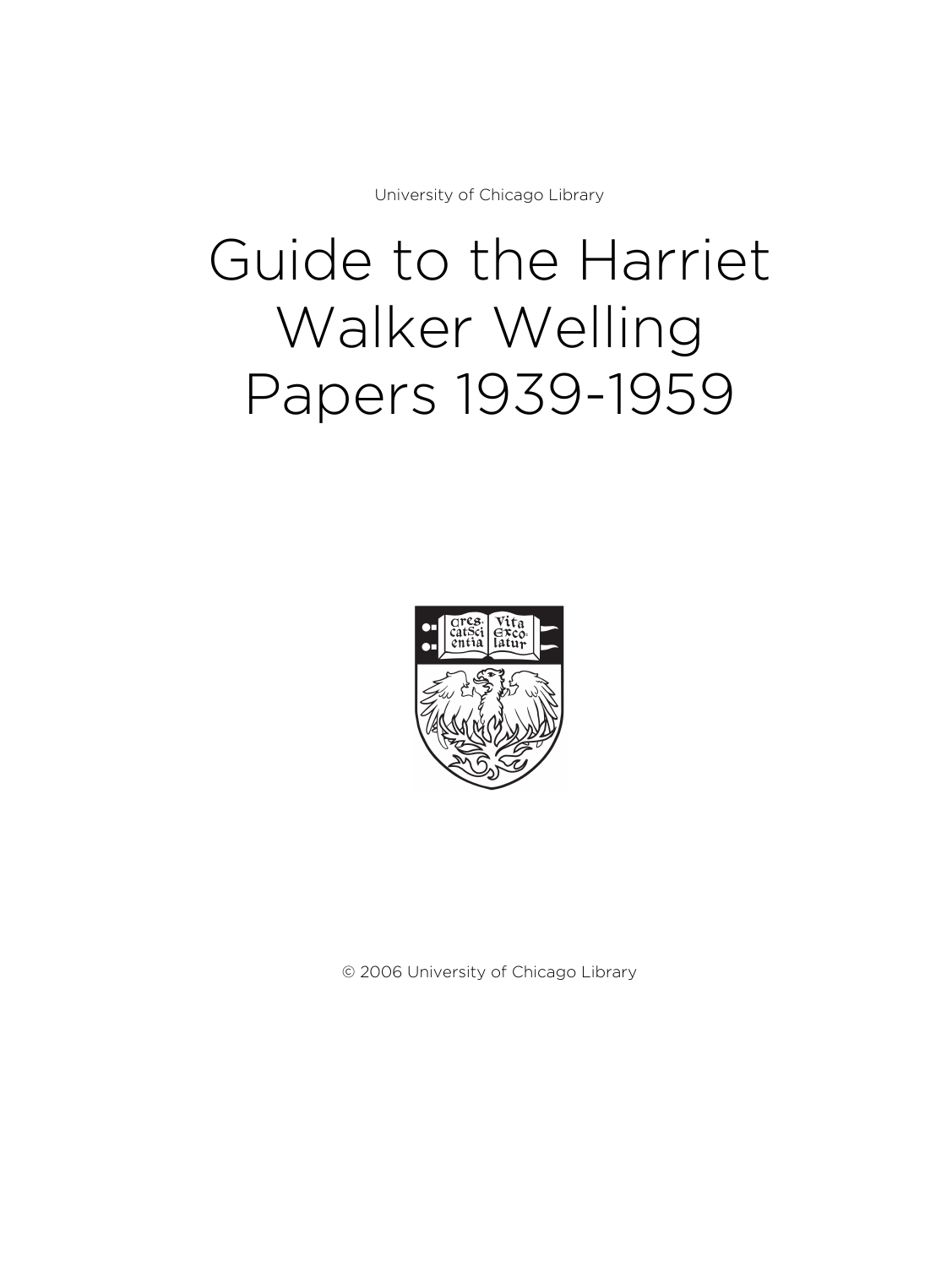University of Chicago Library

# Guide to the Harriet Walker Welling Papers 1939-1959

© 2006 University of Chicago Library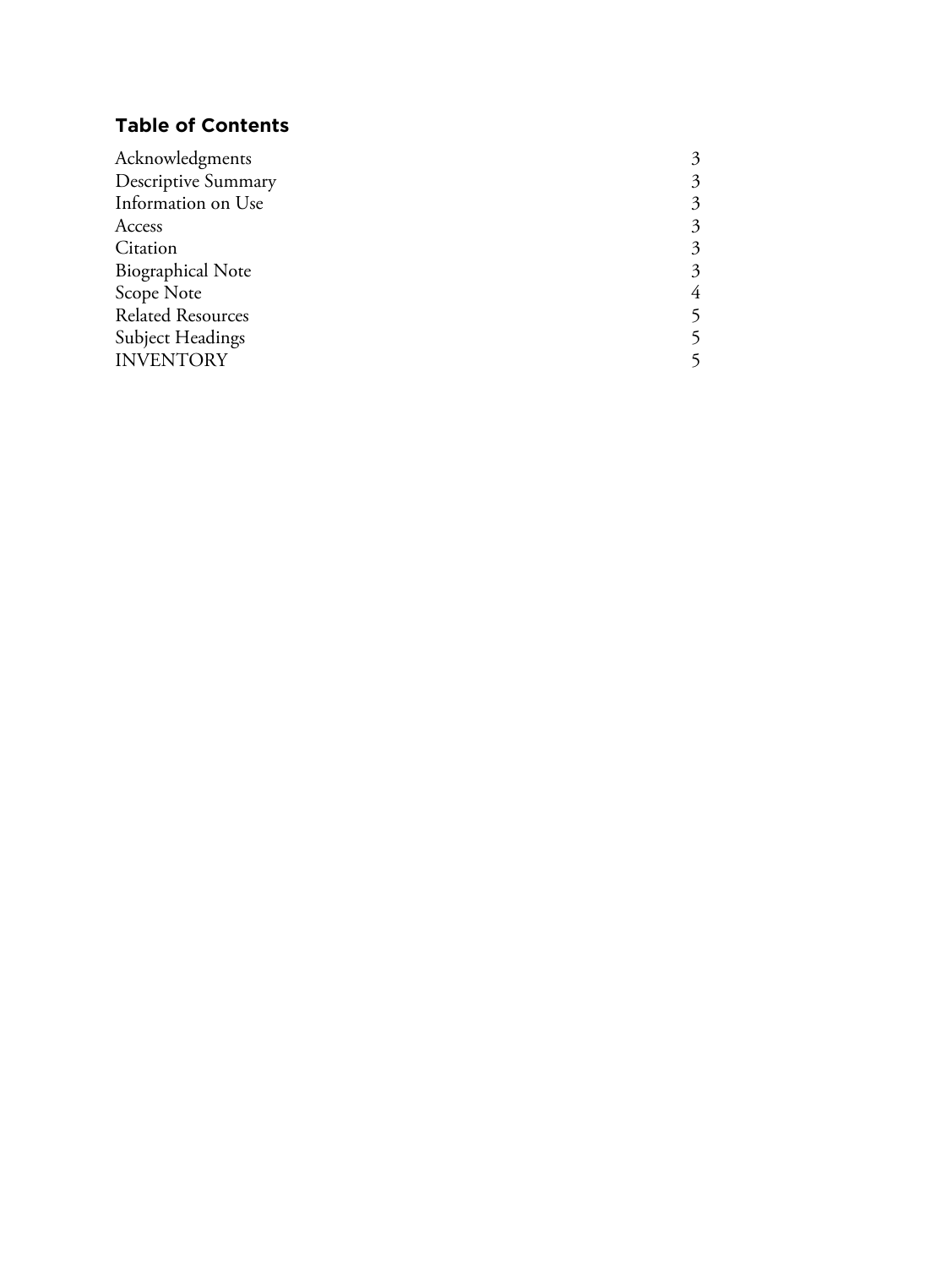## Table of Contents

| | |
|---|---|
| Acknowledgments | 3 |
| Descriptive Summary | 3 |
| Information on Use | 3 |
| Access | 3 |
| Citation | 3 |
| Biographical Note | 3 |
| Scope Note | 4 |
| Related Resources | 5 |
| Subject Headings | 5 |
| INVENTORY | 5 |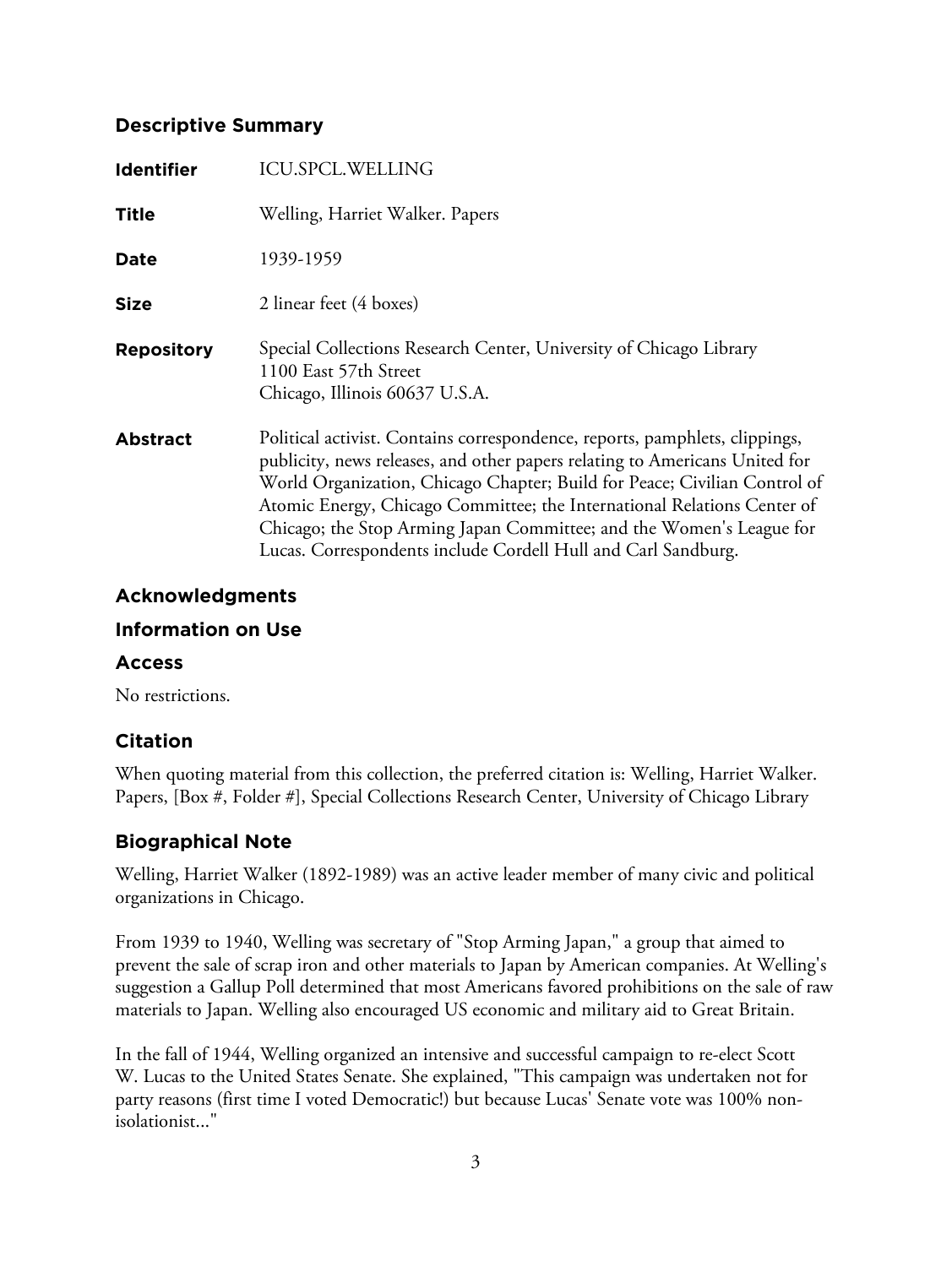## Descriptive Summary

| | |
|---|---|
| **Identifier** | ICU.SPCL.WELLING |
| **Title** | Welling, Harriet Walker. Papers |
| **Date** | 1939-1959 |
| **Size** | 2 linear feet (4 boxes) |
| **Repository** | Special Collections Research Center, University of Chicago Library<br>1100 East 57th Street<br>Chicago, Illinois 60637 U.S.A. |
| **Abstract** | Political activist. Contains correspondence, reports, pamphlets, clippings, publicity, news releases, and other papers relating to Americans United for World Organization, Chicago Chapter; Build for Peace; Civilian Control of Atomic Energy, Chicago Committee; the International Relations Center of Chicago; the Stop Arming Japan Committee; and the Women's League for Lucas. Correspondents include Cordell Hull and Carl Sandburg. |

## Acknowledgments

## Information on Use

### Access

No restrictions.

### Citation

When quoting material from this collection, the preferred citation is: Welling, Harriet Walker. Papers, [Box #, Folder #], Special Collections Research Center, University of Chicago Library

## Biographical Note

Welling, Harriet Walker (1892-1989) was an active leader member of many civic and political organizations in Chicago.

From 1939 to 1940, Welling was secretary of "Stop Arming Japan," a group that aimed to prevent the sale of scrap iron and other materials to Japan by American companies. At Welling's suggestion a Gallup Poll determined that most Americans favored prohibitions on the sale of raw materials to Japan. Welling also encouraged US economic and military aid to Great Britain.

In the fall of 1944, Welling organized an intensive and successful campaign to re-elect Scott W. Lucas to the United States Senate. She explained, "This campaign was undertaken not for party reasons (first time I voted Democratic!) but because Lucas' Senate vote was 100% non-isolationist..."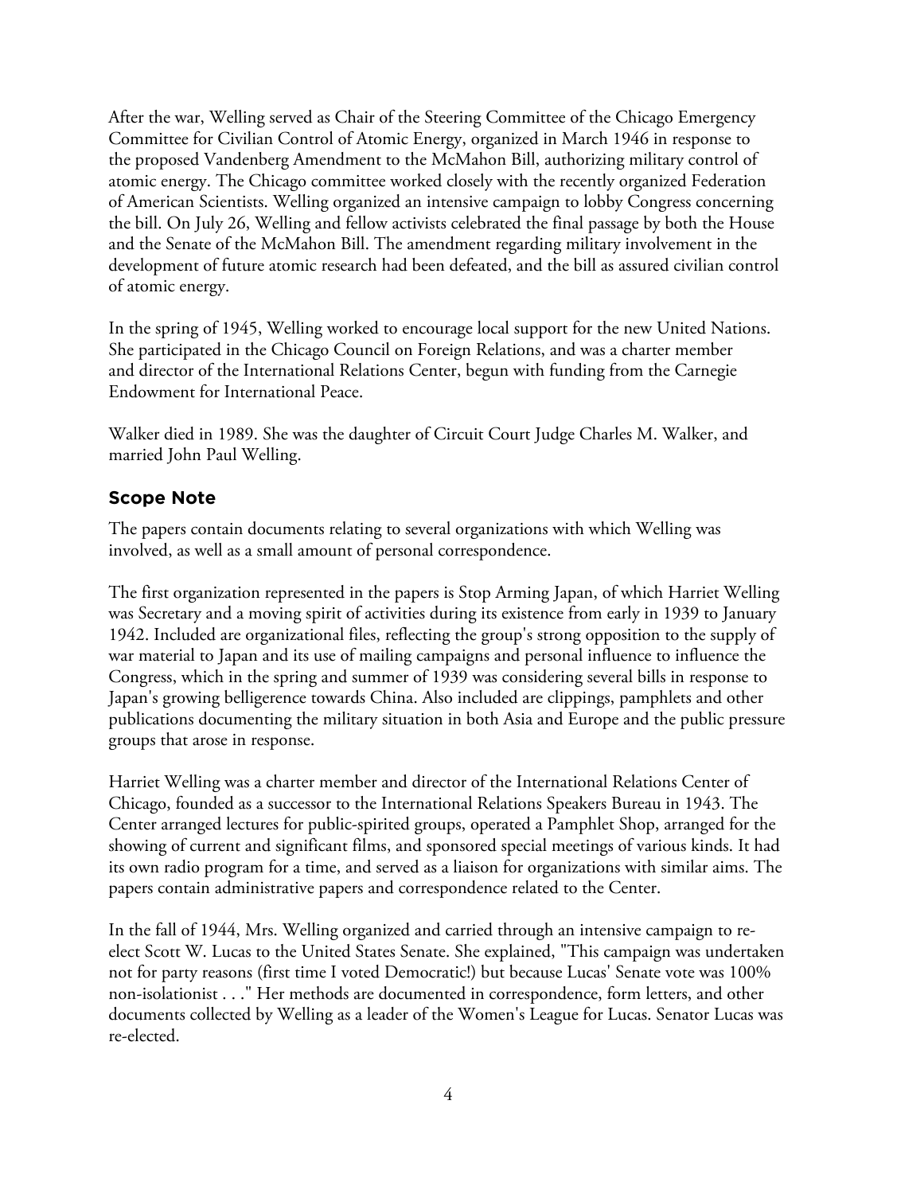After the war, Welling served as Chair of the Steering Committee of the Chicago Emergency Committee for Civilian Control of Atomic Energy, organized in March 1946 in response to the proposed Vandenberg Amendment to the McMahon Bill, authorizing military control of atomic energy. The Chicago committee worked closely with the recently organized Federation of American Scientists. Welling organized an intensive campaign to lobby Congress concerning the bill. On July 26, Welling and fellow activists celebrated the final passage by both the House and the Senate of the McMahon Bill. The amendment regarding military involvement in the development of future atomic research had been defeated, and the bill as assured civilian control of atomic energy.

In the spring of 1945, Welling worked to encourage local support for the new United Nations. She participated in the Chicago Council on Foreign Relations, and was a charter member and director of the International Relations Center, begun with funding from the Carnegie Endowment for International Peace.

Walker died in 1989. She was the daughter of Circuit Court Judge Charles M. Walker, and married John Paul Welling.

## Scope Note

The papers contain documents relating to several organizations with which Welling was involved, as well as a small amount of personal correspondence.

The first organization represented in the papers is Stop Arming Japan, of which Harriet Welling was Secretary and a moving spirit of activities during its existence from early in 1939 to January 1942. Included are organizational files, reflecting the group's strong opposition to the supply of war material to Japan and its use of mailing campaigns and personal influence to influence the Congress, which in the spring and summer of 1939 was considering several bills in response to Japan's growing belligerence towards China. Also included are clippings, pamphlets and other publications documenting the military situation in both Asia and Europe and the public pressure groups that arose in response.

Harriet Welling was a charter member and director of the International Relations Center of Chicago, founded as a successor to the International Relations Speakers Bureau in 1943. The Center arranged lectures for public-spirited groups, operated a Pamphlet Shop, arranged for the showing of current and significant films, and sponsored special meetings of various kinds. It had its own radio program for a time, and served as a liaison for organizations with similar aims. The papers contain administrative papers and correspondence related to the Center.

In the fall of 1944, Mrs. Welling organized and carried through an intensive campaign to re-elect Scott W. Lucas to the United States Senate. She explained, "This campaign was undertaken not for party reasons (first time I voted Democratic!) but because Lucas' Senate vote was 100% non-isolationist . . ." Her methods are documented in correspondence, form letters, and other documents collected by Welling as a leader of the Women's League for Lucas. Senator Lucas was re-elected.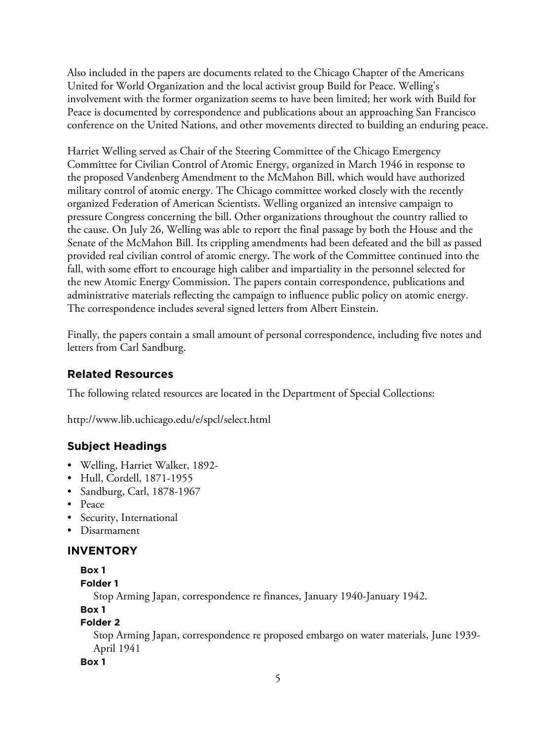Also included in the papers are documents related to the Chicago Chapter of the Americans United for World Organization and the local activist group Build for Peace. Welling's involvement with the former organization seems to have been limited; her work with Build for Peace is documented by correspondence and publications about an approaching San Francisco conference on the United Nations, and other movements directed to building an enduring peace.

Harriet Welling served as Chair of the Steering Committee of the Chicago Emergency Committee for Civilian Control of Atomic Energy, organized in March 1946 in response to the proposed Vandenberg Amendment to the McMahon Bill, which would have authorized military control of atomic energy. The Chicago committee worked closely with the recently organized Federation of American Scientists. Welling organized an intensive campaign to pressure Congress concerning the bill. Other organizations throughout the country rallied to the cause. On July 26, Welling was able to report the final passage by both the House and the Senate of the McMahon Bill. Its crippling amendments had been defeated and the bill as passed provided real civilian control of atomic energy. The work of the Committee continued into the fall, with some effort to encourage high caliber and impartiality in the personnel selected for the new Atomic Energy Commission. The papers contain correspondence, publications and administrative materials reflecting the campaign to influence public policy on atomic energy. The correspondence includes several signed letters from Albert Einstein.

Finally, the papers contain a small amount of personal correspondence, including five notes and letters from Carl Sandburg.

## Related Resources

The following related resources are located in the Department of Special Collections:

http://www.lib.uchicago.edu/e/spcl/select.html

## Subject Headings

- Welling, Harriet Walker, 1892-
- Hull, Cordell, 1871-1955
- Sandburg, Carl, 1878-1967
- Peace
- Security, International
- Disarmament

## INVENTORY

**Box 1**
**Folder 1**
Stop Arming Japan, correspondence re finances, January 1940-January 1942.

**Box 1**
**Folder 2**
Stop Arming Japan, correspondence re proposed embargo on water materials, June 1939-April 1941

**Box 1**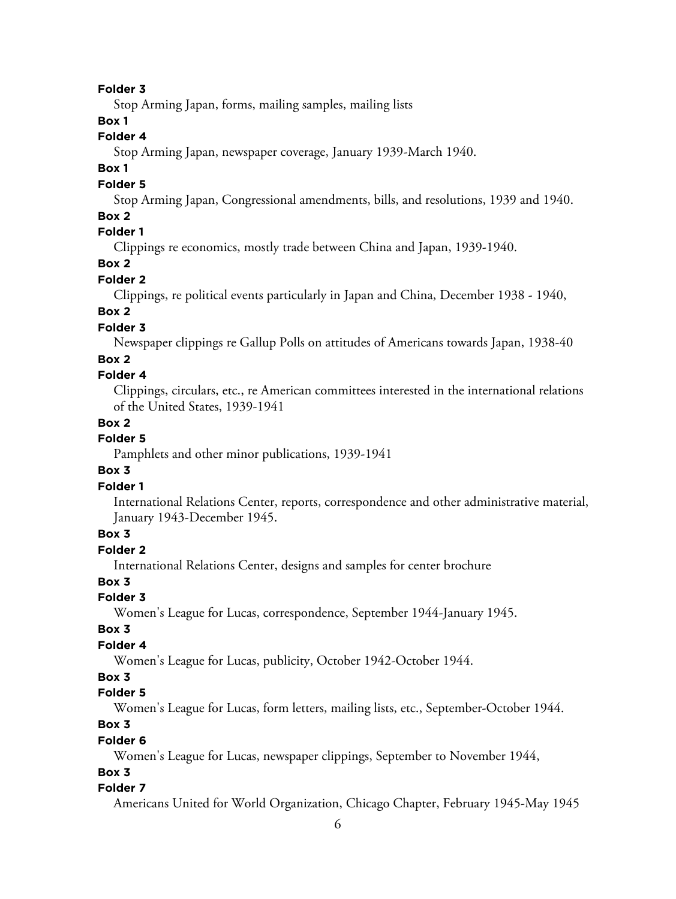**Folder 3**

Stop Arming Japan, forms, mailing samples, mailing lists

**Box 1**

**Folder 4**

Stop Arming Japan, newspaper coverage, January 1939-March 1940.

**Box 1**

**Folder 5**

Stop Arming Japan, Congressional amendments, bills, and resolutions, 1939 and 1940.

**Box 2**

**Folder 1**

Clippings re economics, mostly trade between China and Japan, 1939-1940.

**Box 2**

**Folder 2**

Clippings, re political events particularly in Japan and China, December 1938 - 1940,

**Box 2**

**Folder 3**

Newspaper clippings re Gallup Polls on attitudes of Americans towards Japan, 1938-40

**Box 2**

**Folder 4**

Clippings, circulars, etc., re American committees interested in the international relations of the United States, 1939-1941

**Box 2**

**Folder 5**

Pamphlets and other minor publications, 1939-1941

**Box 3**

**Folder 1**

International Relations Center, reports, correspondence and other administrative material, January 1943-December 1945.

**Box 3**

**Folder 2**

International Relations Center, designs and samples for center brochure

**Box 3**

**Folder 3**

Women's League for Lucas, correspondence, September 1944-January 1945.

**Box 3**

**Folder 4**

Women's League for Lucas, publicity, October 1942-October 1944.

**Box 3**

**Folder 5**

Women's League for Lucas, form letters, mailing lists, etc., September-October 1944.

**Box 3**

**Folder 6**

Women's League for Lucas, newspaper clippings, September to November 1944,

**Box 3**

**Folder 7**

Americans United for World Organization, Chicago Chapter, February 1945-May 1945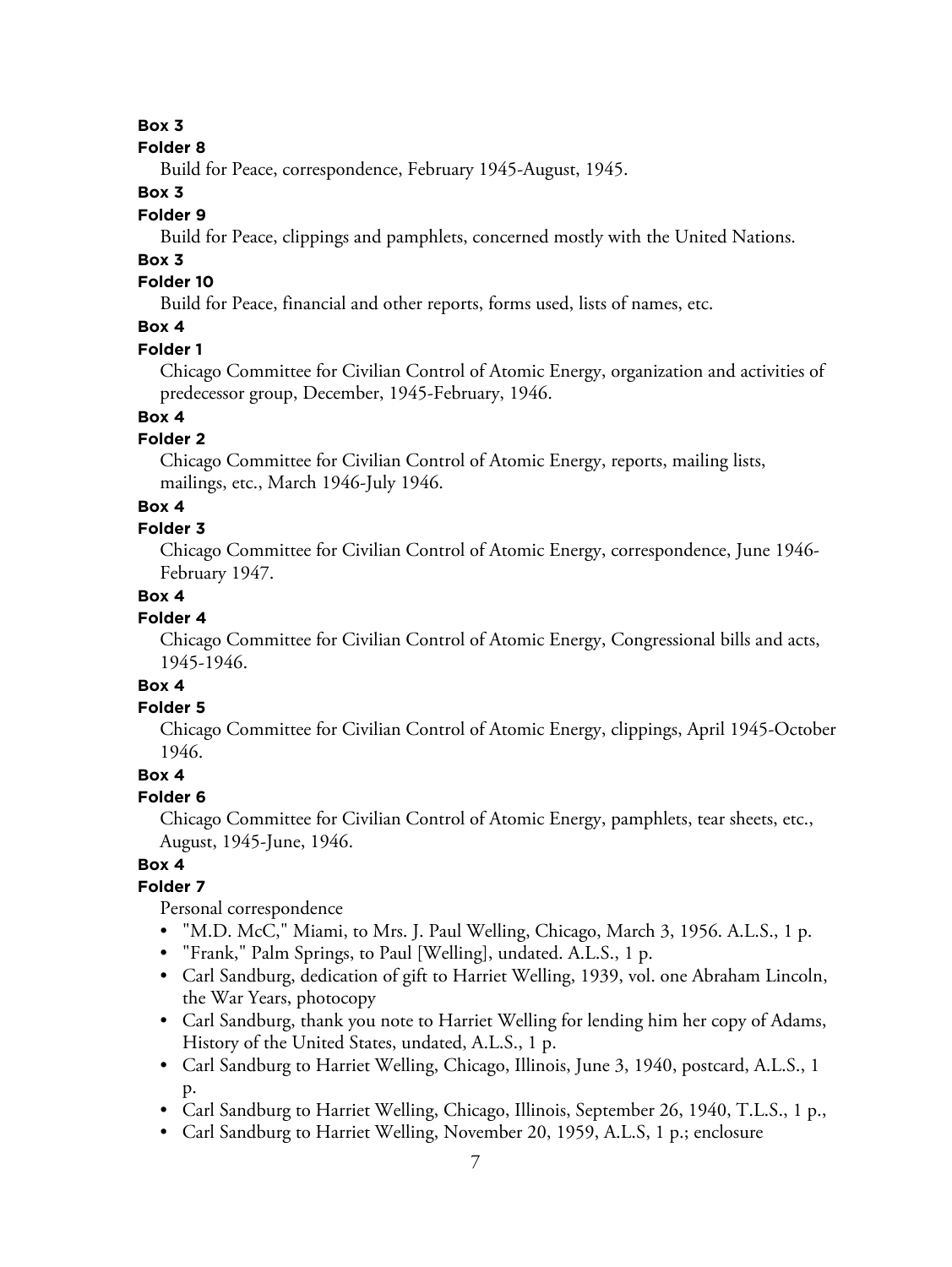**Box 3**

**Folder 8**

Build for Peace, correspondence, February 1945-August, 1945.

**Box 3**

**Folder 9**

Build for Peace, clippings and pamphlets, concerned mostly with the United Nations.

**Box 3**

**Folder 10**

Build for Peace, financial and other reports, forms used, lists of names, etc.

**Box 4**

**Folder 1**

Chicago Committee for Civilian Control of Atomic Energy, organization and activities of predecessor group, December, 1945-February, 1946.

**Box 4**

**Folder 2**

Chicago Committee for Civilian Control of Atomic Energy, reports, mailing lists, mailings, etc., March 1946-July 1946.

**Box 4**

**Folder 3**

Chicago Committee for Civilian Control of Atomic Energy, correspondence, June 1946-February 1947.

**Box 4**

**Folder 4**

Chicago Committee for Civilian Control of Atomic Energy, Congressional bills and acts, 1945-1946.

**Box 4**

**Folder 5**

Chicago Committee for Civilian Control of Atomic Energy, clippings, April 1945-October 1946.

**Box 4**

**Folder 6**

Chicago Committee for Civilian Control of Atomic Energy, pamphlets, tear sheets, etc., August, 1945-June, 1946.

**Box 4**

**Folder 7**

Personal correspondence

- "M.D. McC," Miami, to Mrs. J. Paul Welling, Chicago, March 3, 1956. A.L.S., 1 p.
- "Frank," Palm Springs, to Paul [Welling], undated. A.L.S., 1 p.
- Carl Sandburg, dedication of gift to Harriet Welling, 1939, vol. one Abraham Lincoln, the War Years, photocopy
- Carl Sandburg, thank you note to Harriet Welling for lending him her copy of Adams, History of the United States, undated, A.L.S., 1 p.
- Carl Sandburg to Harriet Welling, Chicago, Illinois, June 3, 1940, postcard, A.L.S., 1 p.
- Carl Sandburg to Harriet Welling, Chicago, Illinois, September 26, 1940, T.L.S., 1 p.,
- Carl Sandburg to Harriet Welling, November 20, 1959, A.L.S, 1 p.; enclosure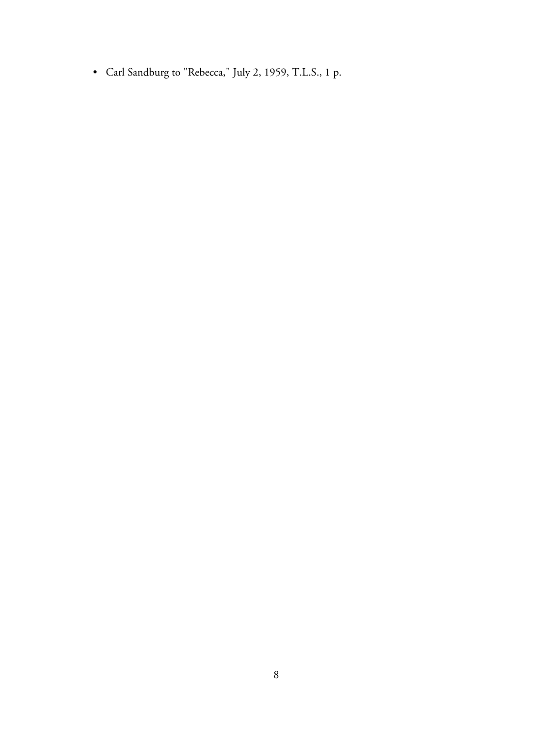- Carl Sandburg to "Rebecca," July 2, 1959, T.L.S., 1 p.